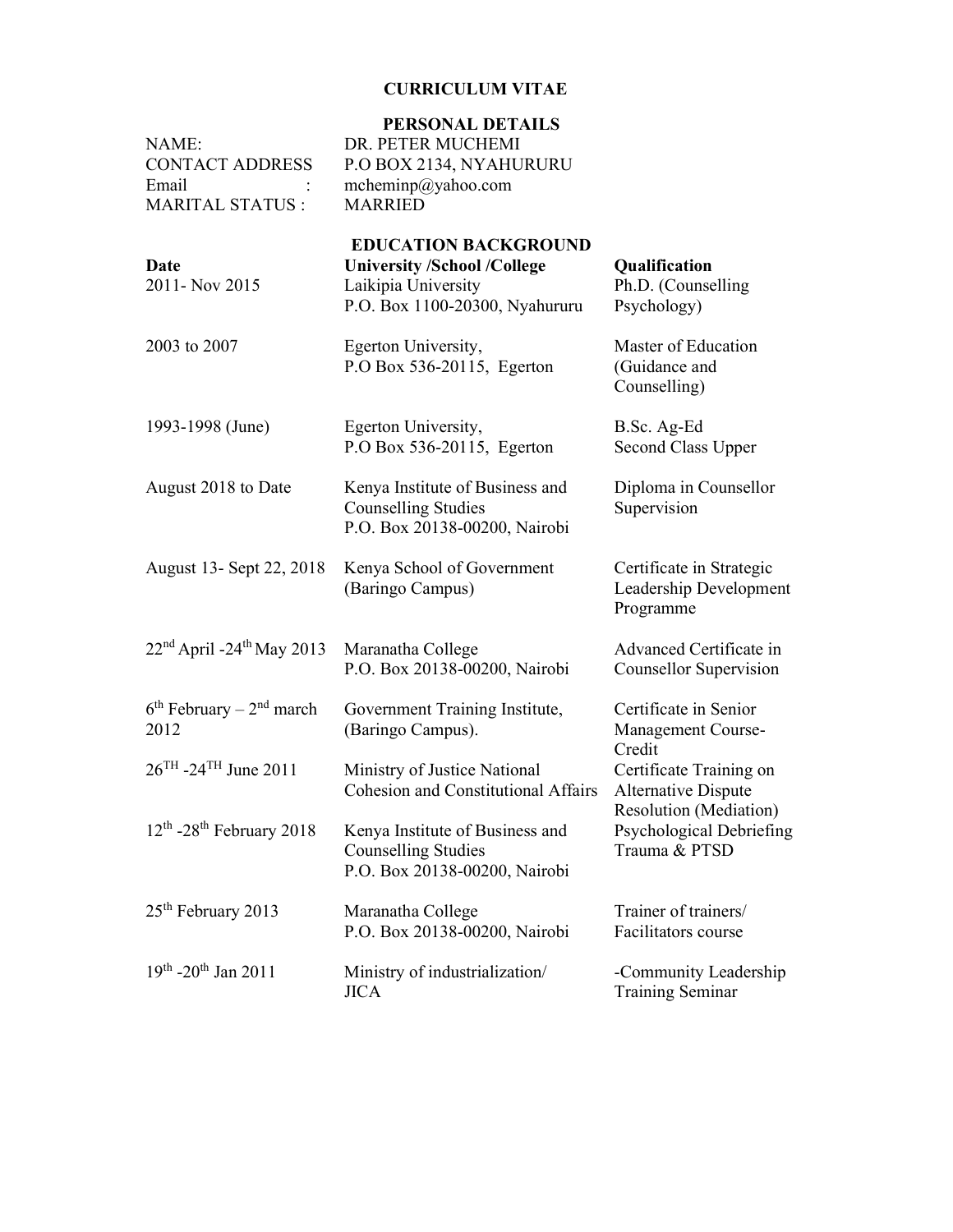# CURRICULUM VITAE

## PERSONAL DETAILS

| | |
|---|---|
| NAME: | DR. PETER MUCHEMI |
| CONTACT ADDRESS | P.O BOX 2134, NYAHURURU |
| Email : | mcheminp@yahoo.com |
| MARITAL STATUS : | MARRIED |

## EDUCATION BACKGROUND

| Date | University /School /College | Qualification |
|---|---|---|
| 2011- Nov 2015 | Laikipia University<br>P.O. Box 1100-20300, Nyahururu | Ph.D. (Counselling Psychology) |
| 2003 to 2007 | Egerton University,<br>P.O Box 536-20115, Egerton | Master of Education (Guidance and Counselling) |
| 1993-1998 (June) | Egerton University,<br>P.O Box 536-20115, Egerton | B.Sc. Ag-Ed<br>Second Class Upper |
| August 2018 to Date | Kenya Institute of Business and Counselling Studies<br>P.O. Box 20138-00200, Nairobi | Diploma in Counsellor Supervision |
| August 13- Sept 22, 2018 | Kenya School of Government (Baringo Campus) | Certificate in Strategic Leadership Development Programme |
| 22nd April -24th May 2013 | Maranatha College<br>P.O. Box 20138-00200, Nairobi | Advanced Certificate in Counsellor Supervision |
| 6th February – 2nd march 2012 | Government Training Institute, (Baringo Campus). | Certificate in Senior Management Course-Credit |
| 26TH -24TH June 2011 | Ministry of Justice National Cohesion and Constitutional Affairs | Certificate Training on Alternative Dispute Resolution (Mediation) |
| 12th -28th February 2018 | Kenya Institute of Business and Counselling Studies<br>P.O. Box 20138-00200, Nairobi | Psychological Debriefing Trauma & PTSD |
| 25th February 2013 | Maranatha College<br>P.O. Box 20138-00200, Nairobi | Trainer of trainers/ Facilitators course |
| 19th -20th Jan 2011 | Ministry of industrialization/ JICA | -Community Leadership Training Seminar |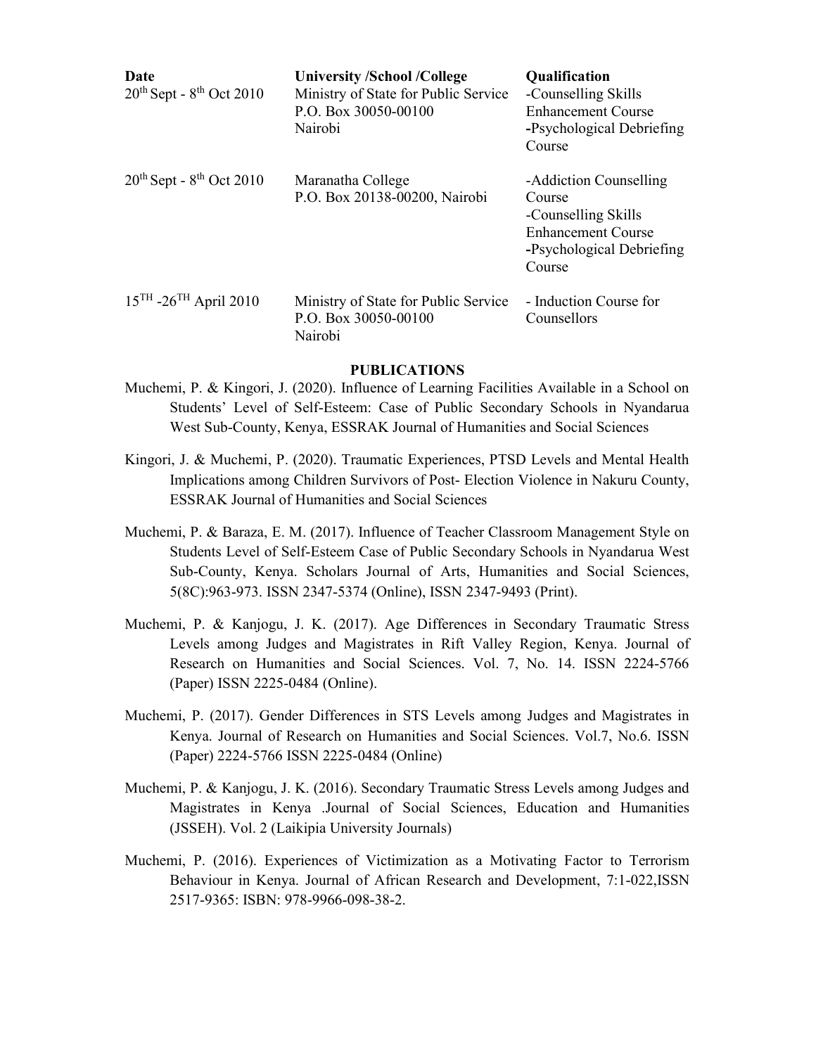| Date | University /School /College | Qualification |
|---|---|---|
| 20th Sept - 8th Oct 2010 | Ministry of State for Public Service<br>P.O. Box 30050-00100<br>Nairobi | -Counselling Skills Enhancement Course<br>-Psychological Debriefing Course |
| 20th Sept - 8th Oct 2010 | Maranatha College<br>P.O. Box 20138-00200, Nairobi | -Addiction Counselling Course<br>-Counselling Skills Enhancement Course<br>-Psychological Debriefing Course |
| 15TH -26TH April 2010 | Ministry of State for Public Service<br>P.O. Box 30050-00100<br>Nairobi | - Induction Course for Counsellors |

## PUBLICATIONS

Muchemi, P. & Kingori, J. (2020). Influence of Learning Facilities Available in a School on Students' Level of Self-Esteem: Case of Public Secondary Schools in Nyandarua West Sub-County, Kenya, ESSRAK Journal of Humanities and Social Sciences

Kingori, J. & Muchemi, P. (2020). Traumatic Experiences, PTSD Levels and Mental Health Implications among Children Survivors of Post- Election Violence in Nakuru County, ESSRAK Journal of Humanities and Social Sciences

Muchemi, P. & Baraza, E. M. (2017). Influence of Teacher Classroom Management Style on Students Level of Self-Esteem Case of Public Secondary Schools in Nyandarua West Sub-County, Kenya. Scholars Journal of Arts, Humanities and Social Sciences, 5(8C):963-973. ISSN 2347-5374 (Online), ISSN 2347-9493 (Print).

Muchemi, P. & Kanjogu, J. K. (2017). Age Differences in Secondary Traumatic Stress Levels among Judges and Magistrates in Rift Valley Region, Kenya. Journal of Research on Humanities and Social Sciences. Vol. 7, No. 14. ISSN 2224-5766 (Paper) ISSN 2225-0484 (Online).

Muchemi, P. (2017). Gender Differences in STS Levels among Judges and Magistrates in Kenya. Journal of Research on Humanities and Social Sciences. Vol.7, No.6. ISSN (Paper) 2224-5766 ISSN 2225-0484 (Online)

Muchemi, P. & Kanjogu, J. K. (2016). Secondary Traumatic Stress Levels among Judges and Magistrates in Kenya .Journal of Social Sciences, Education and Humanities (JSSEH). Vol. 2 (Laikipia University Journals)

Muchemi, P. (2016). Experiences of Victimization as a Motivating Factor to Terrorism Behaviour in Kenya. Journal of African Research and Development, 7:1-022,ISSN 2517-9365: ISBN: 978-9966-098-38-2.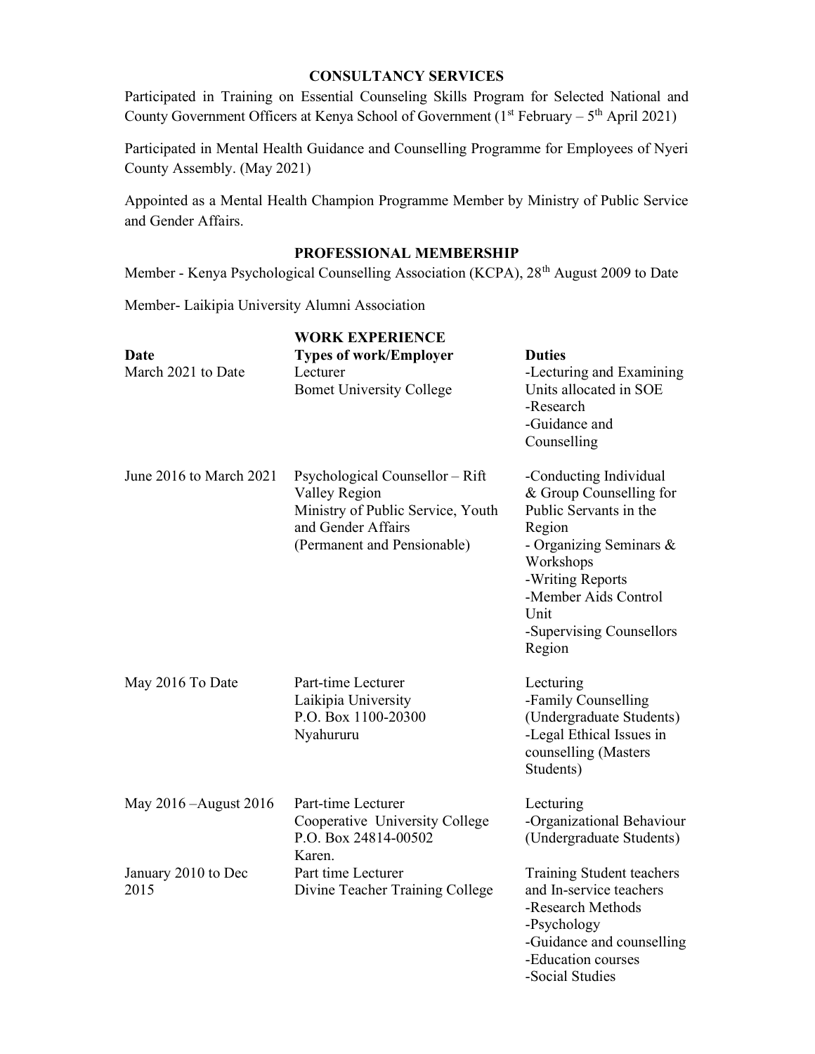## CONSULTANCY SERVICES

Participated in Training on Essential Counseling Skills Program for Selected National and County Government Officers at Kenya School of Government (1st February – 5th April 2021)

Participated in Mental Health Guidance and Counselling Programme for Employees of Nyeri County Assembly. (May 2021)

Appointed as a Mental Health Champion Programme Member by Ministry of Public Service and Gender Affairs.

## PROFESSIONAL MEMBERSHIP

Member - Kenya Psychological Counselling Association (KCPA), 28th August 2009 to Date

Member- Laikipia University Alumni Association

## WORK EXPERIENCE

| Date | Types of work/Employer | Duties |
|---|---|---|
| March 2021 to Date | Lecturer<br>Bomet University College | -Lecturing and Examining Units allocated in SOE<br>-Research<br>-Guidance and Counselling |
| June 2016 to March 2021 | Psychological Counsellor – Rift Valley Region<br>Ministry of Public Service, Youth and Gender Affairs<br>(Permanent and Pensionable) | -Conducting Individual & Group Counselling for Public Servants in the Region<br>- Organizing Seminars & Workshops<br>-Writing Reports<br>-Member Aids Control Unit<br>-Supervising Counsellors Region |
| May 2016 To Date | Part-time Lecturer<br>Laikipia University<br>P.O. Box 1100-20300<br>Nyahururu | Lecturing<br>-Family Counselling (Undergraduate Students)<br>-Legal Ethical Issues in counselling (Masters Students) |
| May 2016 –August 2016 | Part-time Lecturer<br>Cooperative University College<br>P.O. Box 24814-00502<br>Karen. | Lecturing<br>-Organizational Behaviour (Undergraduate Students) |
| January 2010 to Dec 2015 | Part time Lecturer<br>Divine Teacher Training College | Training Student teachers and In-service teachers<br>-Research Methods<br>-Psychology<br>-Guidance and counselling<br>-Education courses<br>-Social Studies |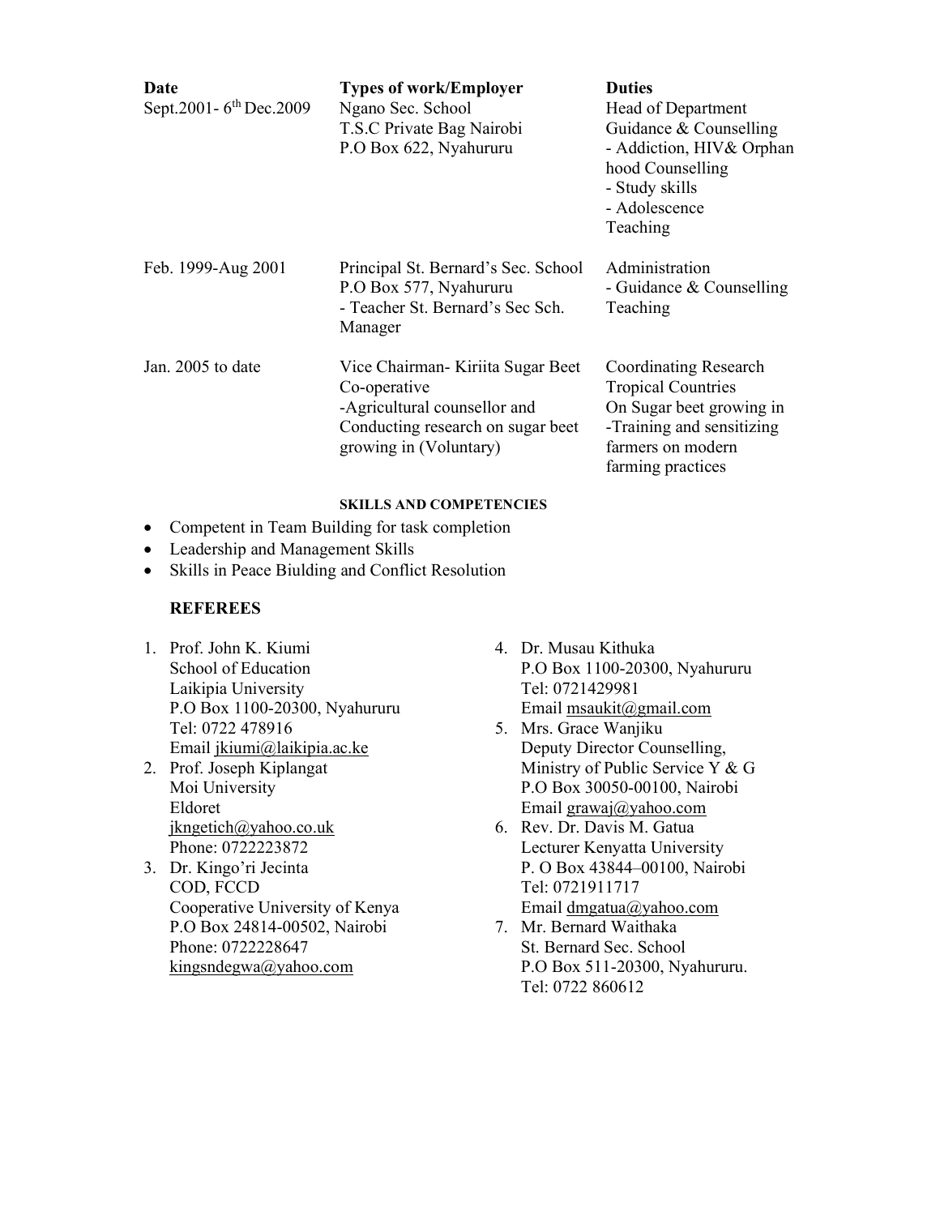| Date | Types of work/Employer | Duties |
| --- | --- | --- |
| Sept.2001- 6th Dec.2009 | Ngano Sec. School<br>T.S.C Private Bag Nairobi<br>P.O Box 622, Nyahururu | Head of Department<br>Guidance & Counselling<br>- Addiction, HIV& Orphan hood Counselling<br>- Study skills<br>- Adolescence<br>Teaching |
| Feb. 1999-Aug 2001 | Principal St. Bernard's Sec. School<br>P.O Box 577, Nyahururu<br>- Teacher St. Bernard's Sec Sch. Manager | Administration<br>- Guidance & Counselling<br>Teaching |
| Jan. 2005 to date | Vice Chairman- Kiriita Sugar Beet Co-operative<br>-Agricultural counsellor and Conducting research on sugar beet growing in (Voluntary) | Coordinating Research Tropical Countries<br>On Sugar beet growing in<br>-Training and sensitizing farmers on modern farming practices |

#### SKILLS AND COMPETENCIES

- Competent in Team Building for task completion
- Leadership and Management Skills
- Skills in Peace Biulding and Conflict Resolution

### REFEREES

1. Prof. John K. Kiumi
   School of Education
   Laikipia University
   P.O Box 1100-20300, Nyahururu
   Tel: 0722 478916
   Email jkiumi@laikipia.ac.ke
2. Prof. Joseph Kiplangat
   Moi University
   Eldoret
   jkngetich@yahoo.co.uk
   Phone: 0722223872
3. Dr. Kingo'ri Jecinta
   COD, FCCD
   Cooperative University of Kenya
   P.O Box 24814-00502, Nairobi
   Phone: 0722228647
   kingsndegwa@yahoo.com
4. Dr. Musau Kithuka
   P.O Box 1100-20300, Nyahururu
   Tel: 0721429981
   Email msaukit@gmail.com
5. Mrs. Grace Wanjiku
   Deputy Director Counselling,
   Ministry of Public Service Y & G
   P.O Box 30050-00100, Nairobi
   Email grawaj@yahoo.com
6. Rev. Dr. Davis M. Gatua
   Lecturer Kenyatta University
   P. O Box 43844–00100, Nairobi
   Tel: 0721911717
   Email dmgatua@yahoo.com
7. Mr. Bernard Waithaka
   St. Bernard Sec. School
   P.O Box 511-20300, Nyahururu.
   Tel: 0722 860612